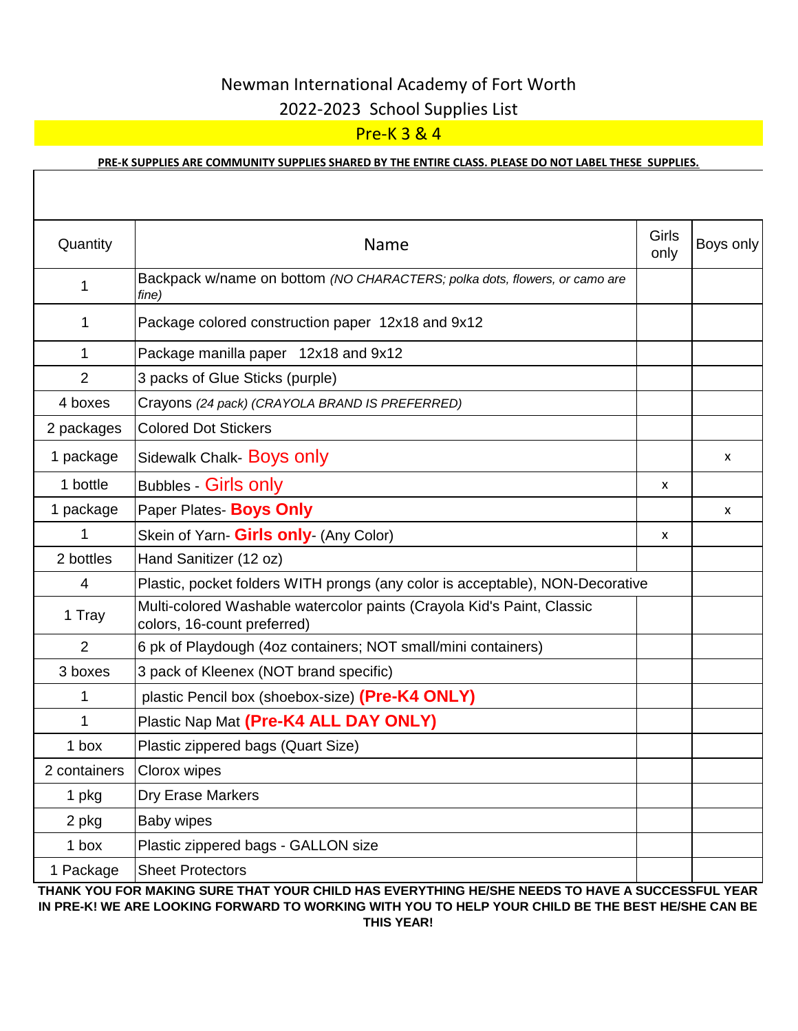# Newman International Academy of Fort Worth

## 2022-2023 School Supplies List

## Pre-K 3 & 4

**PRE-K SUPPLIES ARE COMMUNITY SUPPLIES SHARED BY THE ENTIRE CLASS. PLEASE DO NOT LABEL THESE SUPPLIES.**

| Quantity | Name | Girls only | Boys only |
|---|---|---|---|
| 1 | Backpack w/name on bottom *(NO CHARACTERS; polka dots, flowers, or camo are fine)* | | |
| 1 | Package colored construction paper 12x18 and 9x12 | | |
| 1 | Package manilla paper 12x18 and 9x12 | | |
| 2 | 3 packs of Glue Sticks (purple) | | |
| 4 boxes | Crayons *(24 pack) (CRAYOLA BRAND IS PREFERRED)* | | |
| 2 packages | Colored Dot Stickers | | |
| 1 package | Sidewalk Chalk- Boys only | | x |
| 1 bottle | Bubbles - Girls only | x | |
| 1 package | Paper Plates- **Boys Only** | | x |
| 1 | Skein of Yarn- **Girls only**- (Any Color) | x | |
| 2 bottles | Hand Sanitizer (12 oz) | | |
| 4 | Plastic, pocket folders WITH prongs (any color is acceptable), NON-Decorative | | |
| 1 Tray | Multi-colored Washable watercolor paints (Crayola Kid's Paint, Classic colors, 16-count preferred) | | |
| 2 | 6 pk of Playdough (4oz containers; NOT small/mini containers) | | |
| 3 boxes | 3 pack of Kleenex (NOT brand specific) | | |
| 1 | plastic Pencil box (shoebox-size) **(Pre-K4 ONLY)** | | |
| 1 | Plastic Nap Mat **(Pre-K4 ALL DAY ONLY)** | | |
| 1 box | Plastic zippered bags (Quart Size) | | |
| 2 containers | Clorox wipes | | |
| 1 pkg | Dry Erase Markers | | |
| 2 pkg | Baby wipes | | |
| 1 box | Plastic zippered bags - GALLON size | | |
| 1 Package | Sheet Protectors | | |

**THANK YOU FOR MAKING SURE THAT YOUR CHILD HAS EVERYTHING HE/SHE NEEDS TO HAVE A SUCCESSFUL YEAR IN PRE-K! WE ARE LOOKING FORWARD TO WORKING WITH YOU TO HELP YOUR CHILD BE THE BEST HE/SHE CAN BE THIS YEAR!**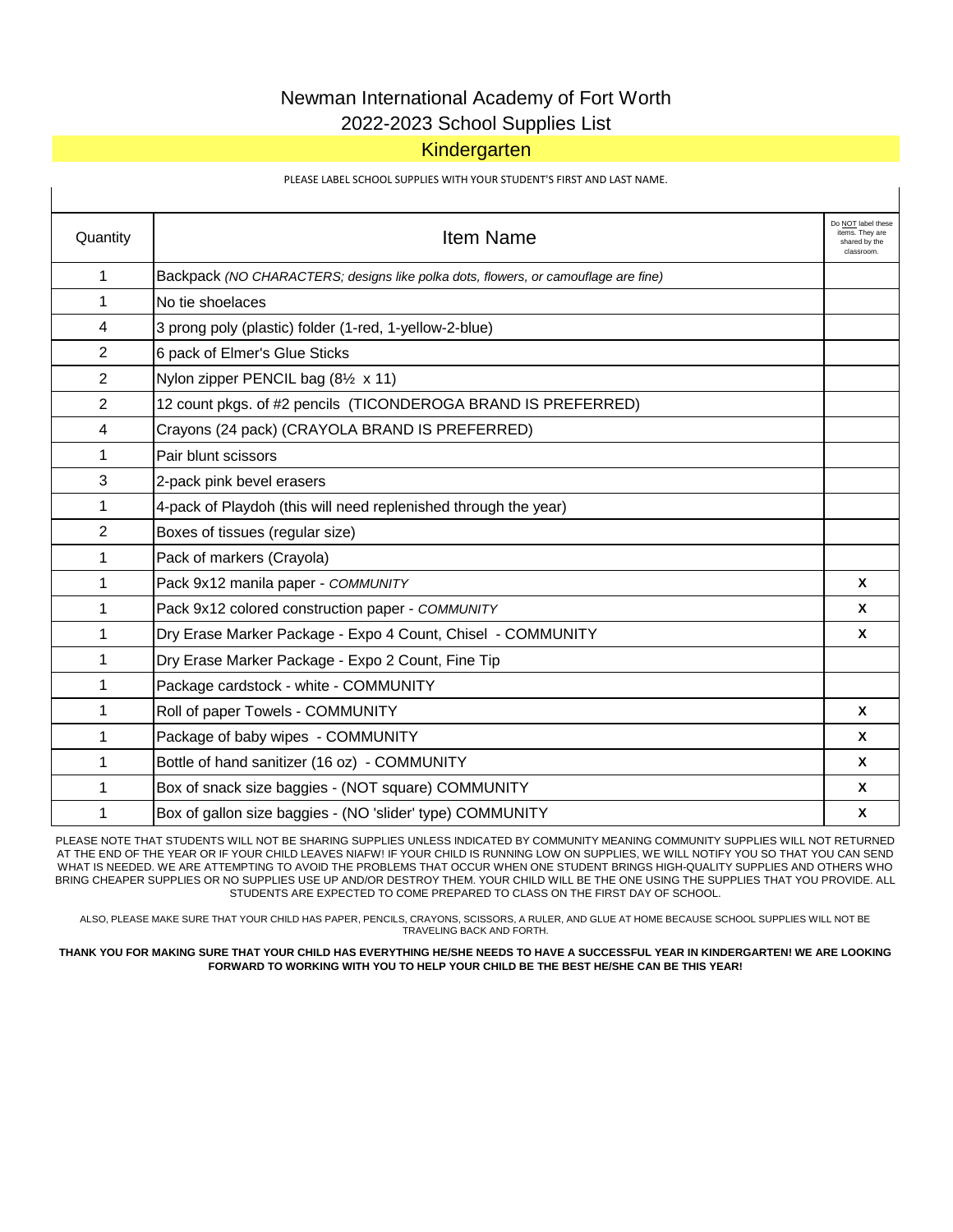# Newman International Academy of Fort Worth

## 2022-2023 School Supplies List

### Kindergarten

PLEASE LABEL SCHOOL SUPPLIES WITH YOUR STUDENT'S FIRST AND LAST NAME.

| Quantity | Item Name | Do NOT label these items. They are shared by the classroom. |
|---|---|---|
| 1 | Backpack *(NO CHARACTERS; designs like polka dots, flowers, or camouflage are fine)* | |
| 1 | No tie shoelaces | |
| 4 | 3 prong poly (plastic) folder (1-red, 1-yellow-2-blue) | |
| 2 | 6 pack of Elmer's Glue Sticks | |
| 2 | Nylon zipper PENCIL bag (8½ x 11) | |
| 2 | 12 count pkgs. of #2 pencils (TICONDEROGA BRAND IS PREFERRED) | |
| 4 | Crayons (24 pack) (CRAYOLA BRAND IS PREFERRED) | |
| 1 | Pair blunt scissors | |
| 3 | 2-pack pink bevel erasers | |
| 1 | 4-pack of Playdoh (this will need replenished through the year) | |
| 2 | Boxes of tissues (regular size) | |
| 1 | Pack of markers (Crayola) | |
| 1 | Pack 9x12 manila paper - *COMMUNITY* | X |
| 1 | Pack 9x12 colored construction paper - *COMMUNITY* | X |
| 1 | Dry Erase Marker Package - Expo 4 Count, Chisel - COMMUNITY | X |
| 1 | Dry Erase Marker Package - Expo 2 Count, Fine Tip | |
| 1 | Package cardstock - white - COMMUNITY | |
| 1 | Roll of paper Towels - COMMUNITY | X |
| 1 | Package of baby wipes - COMMUNITY | X |
| 1 | Bottle of hand sanitizer (16 oz) - COMMUNITY | X |
| 1 | Box of snack size baggies - (NOT square) COMMUNITY | X |
| 1 | Box of gallon size baggies - (NO 'slider' type) COMMUNITY | X |

PLEASE NOTE THAT STUDENTS WILL NOT BE SHARING SUPPLIES UNLESS INDICATED BY COMMUNITY MEANING COMMUNITY SUPPLIES WILL NOT RETURNED AT THE END OF THE YEAR OR IF YOUR CHILD LEAVES NIAFW! IF YOUR CHILD IS RUNNING LOW ON SUPPLIES, WE WILL NOTIFY YOU SO THAT YOU CAN SEND WHAT IS NEEDED. WE ARE ATTEMPTING TO AVOID THE PROBLEMS THAT OCCUR WHEN ONE STUDENT BRINGS HIGH-QUALITY SUPPLIES AND OTHERS WHO BRING CHEAPER SUPPLIES OR NO SUPPLIES USE UP AND/OR DESTROY THEM. YOUR CHILD WILL BE THE ONE USING THE SUPPLIES THAT YOU PROVIDE. ALL STUDENTS ARE EXPECTED TO COME PREPARED TO CLASS ON THE FIRST DAY OF SCHOOL.

ALSO, PLEASE MAKE SURE THAT YOUR CHILD HAS PAPER, PENCILS, CRAYONS, SCISSORS, A RULER, AND GLUE AT HOME BECAUSE SCHOOL SUPPLIES WILL NOT BE TRAVELING BACK AND FORTH.

**THANK YOU FOR MAKING SURE THAT YOUR CHILD HAS EVERYTHING HE/SHE NEEDS TO HAVE A SUCCESSFUL YEAR IN KINDERGARTEN! WE ARE LOOKING FORWARD TO WORKING WITH YOU TO HELP YOUR CHILD BE THE BEST HE/SHE CAN BE THIS YEAR!**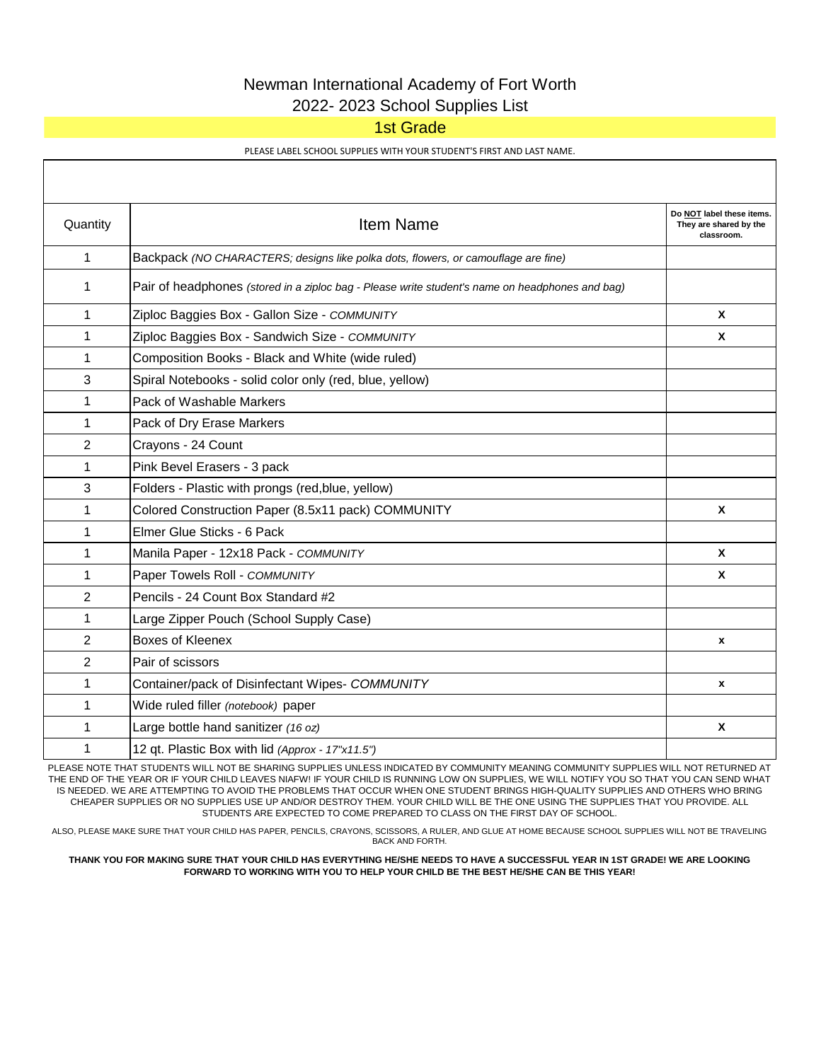# Newman International Academy of Fort Worth

## 2022- 2023 School Supplies List

### 1st Grade

PLEASE LABEL SCHOOL SUPPLIES WITH YOUR STUDENT'S FIRST AND LAST NAME.

| Quantity | Item Name | Do **NOT** label these items. They are shared by the classroom. |
|---|---|---|
| 1 | Backpack *(NO CHARACTERS; designs like polka dots, flowers, or camouflage are fine)* | |
| 1 | Pair of headphones *(stored in a ziploc bag - Please write student's name on headphones and bag)* | |
| 1 | Ziploc Baggies Box - Gallon Size - *COMMUNITY* | X |
| 1 | Ziploc Baggies Box - Sandwich Size - *COMMUNITY* | X |
| 1 | Composition Books - Black and White (wide ruled) | |
| 3 | Spiral Notebooks - solid color only (red, blue, yellow) | |
| 1 | Pack of Washable Markers | |
| 1 | Pack of Dry Erase Markers | |
| 2 | Crayons - 24 Count | |
| 1 | Pink Bevel Erasers - 3 pack | |
| 3 | Folders - Plastic with prongs (red,blue, yellow) | |
| 1 | Colored Construction Paper (8.5x11 pack) COMMUNITY | X |
| 1 | Elmer Glue Sticks - 6 Pack | |
| 1 | Manila Paper - 12x18 Pack - *COMMUNITY* | X |
| 1 | Paper Towels Roll - *COMMUNITY* | X |
| 2 | Pencils - 24 Count Box Standard #2 | |
| 1 | Large Zipper Pouch (School Supply Case) | |
| 2 | Boxes of Kleenex | x |
| 2 | Pair of scissors | |
| 1 | Container/pack of Disinfectant Wipes- *COMMUNITY* | x |
| 1 | Wide ruled filler *(notebook)* paper | |
| 1 | Large bottle hand sanitizer *(16 oz)* | X |
| 1 | 12 qt. Plastic Box with lid *(Approx - 17"x11.5")* | |

PLEASE NOTE THAT STUDENTS WILL NOT BE SHARING SUPPLIES UNLESS INDICATED BY COMMUNITY MEANING COMMUNITY SUPPLIES WILL NOT RETURNED AT THE END OF THE YEAR OR IF YOUR CHILD LEAVES NIAFW! IF YOUR CHILD IS RUNNING LOW ON SUPPLIES, WE WILL NOTIFY YOU SO THAT YOU CAN SEND WHAT IS NEEDED. WE ARE ATTEMPTING TO AVOID THE PROBLEMS THAT OCCUR WHEN ONE STUDENT BRINGS HIGH-QUALITY SUPPLIES AND OTHERS WHO BRING CHEAPER SUPPLIES OR NO SUPPLIES USE UP AND/OR DESTROY THEM. YOUR CHILD WILL BE THE ONE USING THE SUPPLIES THAT YOU PROVIDE. ALL STUDENTS ARE EXPECTED TO COME PREPARED TO CLASS ON THE FIRST DAY OF SCHOOL.

ALSO, PLEASE MAKE SURE THAT YOUR CHILD HAS PAPER, PENCILS, CRAYONS, SCISSORS, A RULER, AND GLUE AT HOME BECAUSE SCHOOL SUPPLIES WILL NOT BE TRAVELING BACK AND FORTH.

**THANK YOU FOR MAKING SURE THAT YOUR CHILD HAS EVERYTHING HE/SHE NEEDS TO HAVE A SUCCESSFUL YEAR IN 1ST GRADE! WE ARE LOOKING FORWARD TO WORKING WITH YOU TO HELP YOUR CHILD BE THE BEST HE/SHE CAN BE THIS YEAR!**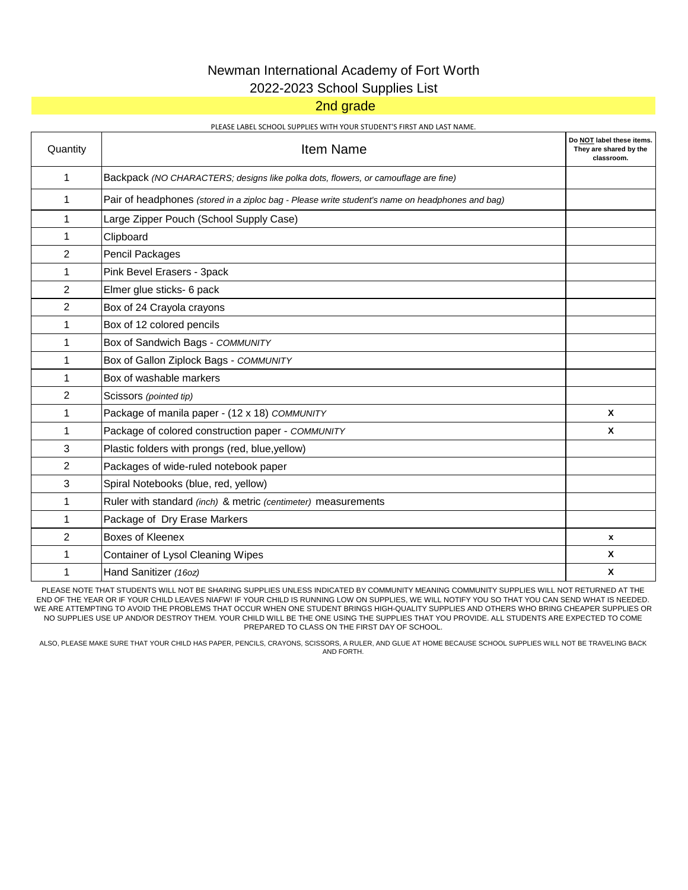# Newman International Academy of Fort Worth

## 2022-2023 School Supplies List

### 2nd grade

PLEASE LABEL SCHOOL SUPPLIES WITH YOUR STUDENT'S FIRST AND LAST NAME.

| Quantity | Item Name | Do **NOT** label these items. They are shared by the classroom. |
|---|---|---|
| 1 | Backpack *(NO CHARACTERS; designs like polka dots, flowers, or camouflage are fine)* | |
| 1 | Pair of headphones *(stored in a ziploc bag - Please write student's name on headphones and bag)* | |
| 1 | Large Zipper Pouch (School Supply Case) | |
| 1 | Clipboard | |
| 2 | Pencil Packages | |
| 1 | Pink Bevel Erasers - 3pack | |
| 2 | Elmer glue sticks- 6 pack | |
| 2 | Box of 24 Crayola crayons | |
| 1 | Box of 12 colored pencils | |
| 1 | Box of Sandwich Bags - *COMMUNITY* | |
| 1 | Box of Gallon Ziplock Bags - *COMMUNITY* | |
| 1 | Box of washable markers | |
| 2 | Scissors *(pointed tip)* | |
| 1 | Package of manila paper - (12 x 18) *COMMUNITY* | X |
| 1 | Package of colored construction paper - *COMMUNITY* | X |
| 3 | Plastic folders with prongs (red, blue,yellow) | |
| 2 | Packages of wide-ruled notebook paper | |
| 3 | Spiral Notebooks (blue, red, yellow) | |
| 1 | Ruler with standard *(inch)* & metric *(centimeter)* measurements | |
| 1 | Package of Dry Erase Markers | |
| 2 | Boxes of Kleenex | x |
| 1 | Container of Lysol Cleaning Wipes | X |
| 1 | Hand Sanitizer *(16oz)* | X |

PLEASE NOTE THAT STUDENTS WILL NOT BE SHARING SUPPLIES UNLESS INDICATED BY COMMUNITY MEANING COMMUNITY SUPPLIES WILL NOT RETURNED AT THE END OF THE YEAR OR IF YOUR CHILD LEAVES NIAFW! IF YOUR CHILD IS RUNNING LOW ON SUPPLIES, WE WILL NOTIFY YOU SO THAT YOU CAN SEND WHAT IS NEEDED. WE ARE ATTEMPTING TO AVOID THE PROBLEMS THAT OCCUR WHEN ONE STUDENT BRINGS HIGH-QUALITY SUPPLIES AND OTHERS WHO BRING CHEAPER SUPPLIES OR NO SUPPLIES USE UP AND/OR DESTROY THEM. YOUR CHILD WILL BE THE ONE USING THE SUPPLIES THAT YOU PROVIDE. ALL STUDENTS ARE EXPECTED TO COME PREPARED TO CLASS ON THE FIRST DAY OF SCHOOL.

ALSO, PLEASE MAKE SURE THAT YOUR CHILD HAS PAPER, PENCILS, CRAYONS, SCISSORS, A RULER, AND GLUE AT HOME BECAUSE SCHOOL SUPPLIES WILL NOT BE TRAVELING BACK AND FORTH.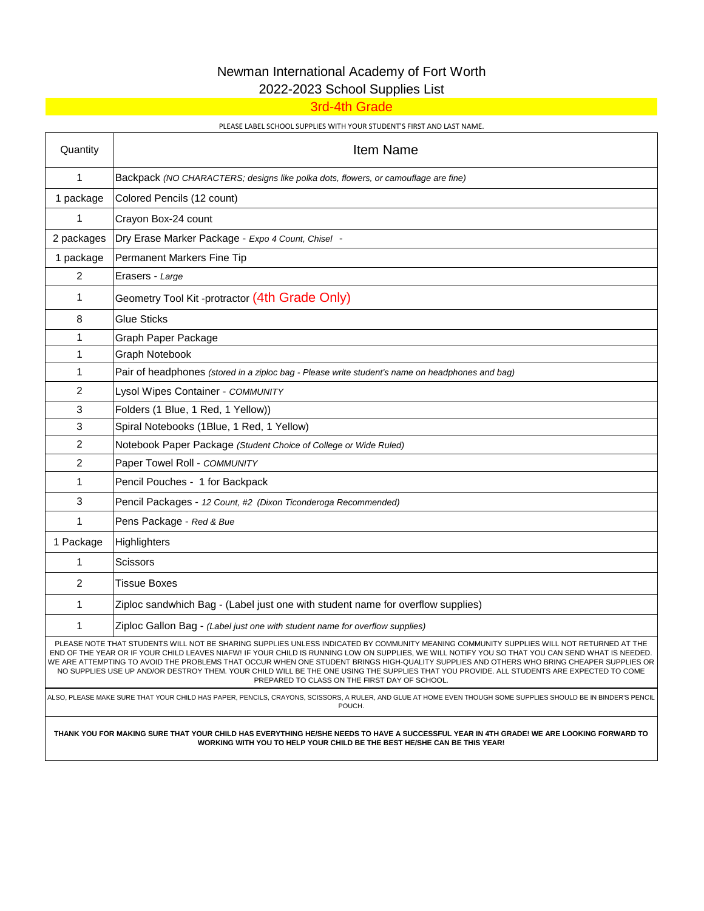# Newman International Academy of Fort Worth

## 2022-2023 School Supplies List

### 3rd-4th Grade

PLEASE LABEL SCHOOL SUPPLIES WITH YOUR STUDENT'S FIRST AND LAST NAME.

| Quantity | Item Name |
|---|---|
| 1 | Backpack *(NO CHARACTERS; designs like polka dots, flowers, or camouflage are fine)* |
| 1 package | Colored Pencils (12 count) |
| 1 | Crayon Box-24 count |
| 2 packages | Dry Erase Marker Package - *Expo 4 Count, Chisel* - |
| 1 package | Permanent Markers Fine Tip |
| 2 | Erasers - *Large* |
| 1 | Geometry Tool Kit -protractor (4th Grade Only) |
| 8 | Glue Sticks |
| 1 | Graph Paper Package |
| 1 | Graph Notebook |
| 1 | Pair of headphones *(stored in a ziploc bag - Please write student's name on headphones and bag)* |
| 2 | Lysol Wipes Container - *COMMUNITY* |
| 3 | Folders (1 Blue, 1 Red, 1 Yellow)) |
| 3 | Spiral Notebooks (1Blue, 1 Red, 1 Yellow) |
| 2 | Notebook Paper Package *(Student Choice of College or Wide Ruled)* |
| 2 | Paper Towel Roll - *COMMUNITY* |
| 1 | Pencil Pouches - 1 for Backpack |
| 3 | Pencil Packages - *12 Count, #2 (Dixon Ticonderoga Recommended)* |
| 1 | Pens Package - *Red & Bue* |
| 1 Package | Highlighters |
| 1 | Scissors |
| 2 | Tissue Boxes |
| 1 | Ziploc sandwhich Bag - (Label just one with student name for overflow supplies) |
| 1 | Ziploc Gallon Bag - *(Label just one with student name for overflow supplies)* |

PLEASE NOTE THAT STUDENTS WILL NOT BE SHARING SUPPLIES UNLESS INDICATED BY COMMUNITY MEANING COMMUNITY SUPPLIES WILL NOT RETURNED AT THE END OF THE YEAR OR IF YOUR CHILD LEAVES NIAFW! IF YOUR CHILD IS RUNNING LOW ON SUPPLIES, WE WILL NOTIFY YOU SO THAT YOU CAN SEND WHAT IS NEEDED. WE ARE ATTEMPTING TO AVOID THE PROBLEMS THAT OCCUR WHEN ONE STUDENT BRINGS HIGH-QUALITY SUPPLIES AND OTHERS WHO BRING CHEAPER SUPPLIES OR NO SUPPLIES USE UP AND/OR DESTROY THEM. YOUR CHILD WILL BE THE ONE USING THE SUPPLIES THAT YOU PROVIDE. ALL STUDENTS ARE EXPECTED TO COME PREPARED TO CLASS ON THE FIRST DAY OF SCHOOL.

ALSO, PLEASE MAKE SURE THAT YOUR CHILD HAS PAPER, PENCILS, CRAYONS, SCISSORS, A RULER, AND GLUE AT HOME EVEN THOUGH SOME SUPPLIES SHOULD BE IN BINDER'S PENCIL POUCH.

**THANK YOU FOR MAKING SURE THAT YOUR CHILD HAS EVERYTHING HE/SHE NEEDS TO HAVE A SUCCESSFUL YEAR IN 4TH GRADE! WE ARE LOOKING FORWARD TO WORKING WITH YOU TO HELP YOUR CHILD BE THE BEST HE/SHE CAN BE THIS YEAR!**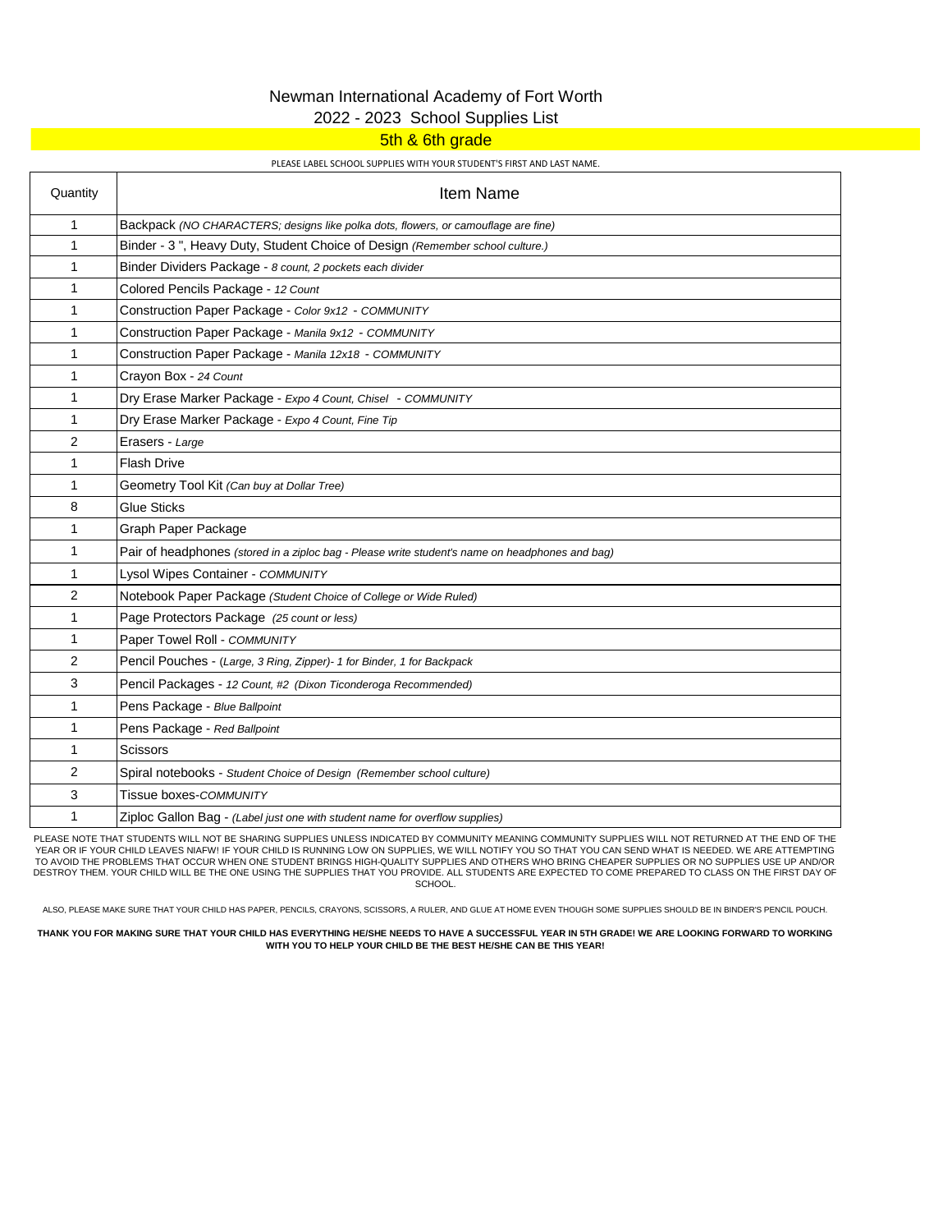# Newman International Academy of Fort Worth

## 2022 - 2023 School Supplies List

### 5th & 6th grade

PLEASE LABEL SCHOOL SUPPLIES WITH YOUR STUDENT'S FIRST AND LAST NAME.

| Quantity | Item Name |
|---|---|
| 1 | Backpack *(NO CHARACTERS; designs like polka dots, flowers, or camouflage are fine)* |
| 1 | Binder - 3 ", Heavy Duty, Student Choice of Design *(Remember school culture.)* |
| 1 | Binder Dividers Package - *8 count, 2 pockets each divider* |
| 1 | Colored Pencils Package - *12 Count* |
| 1 | Construction Paper Package - *Color 9x12 - COMMUNITY* |
| 1 | Construction Paper Package - *Manila 9x12 - COMMUNITY* |
| 1 | Construction Paper Package - *Manila 12x18 - COMMUNITY* |
| 1 | Crayon Box - *24 Count* |
| 1 | Dry Erase Marker Package - *Expo 4 Count, Chisel - COMMUNITY* |
| 1 | Dry Erase Marker Package - *Expo 4 Count, Fine Tip* |
| 2 | Erasers - *Large* |
| 1 | Flash Drive |
| 1 | Geometry Tool Kit *(Can buy at Dollar Tree)* |
| 8 | Glue Sticks |
| 1 | Graph Paper Package |
| 1 | Pair of headphones *(stored in a ziploc bag - Please write student's name on headphones and bag)* |
| 1 | Lysol Wipes Container - *COMMUNITY* |
| 2 | Notebook Paper Package *(Student Choice of College or Wide Ruled)* |
| 1 | Page Protectors Package *(25 count or less)* |
| 1 | Paper Towel Roll - *COMMUNITY* |
| 2 | Pencil Pouches - *(Large, 3 Ring, Zipper)- 1 for Binder, 1 for Backpack* |
| 3 | Pencil Packages - *12 Count, #2 (Dixon Ticonderoga Recommended)* |
| 1 | Pens Package - *Blue Ballpoint* |
| 1 | Pens Package - *Red Ballpoint* |
| 1 | Scissors |
| 2 | Spiral notebooks - *Student Choice of Design (Remember school culture)* |
| 3 | Tissue boxes-*COMMUNITY* |
| 1 | Ziploc Gallon Bag - *(Label just one with student name for overflow supplies)* |

PLEASE NOTE THAT STUDENTS WILL NOT BE SHARING SUPPLIES UNLESS INDICATED BY COMMUNITY MEANING COMMUNITY SUPPLIES WILL NOT RETURNED AT THE END OF THE YEAR OR IF YOUR CHILD LEAVES NIAFW! IF YOUR CHILD IS RUNNING LOW ON SUPPLIES, WE WILL NOTIFY YOU SO THAT YOU CAN SEND WHAT IS NEEDED. WE ARE ATTEMPTING TO AVOID THE PROBLEMS THAT OCCUR WHEN ONE STUDENT BRINGS HIGH-QUALITY SUPPLIES AND OTHERS WHO BRING CHEAPER SUPPLIES OR NO SUPPLIES USE UP AND/OR DESTROY THEM. YOUR CHILD WILL BE THE ONE USING THE SUPPLIES THAT YOU PROVIDE. ALL STUDENTS ARE EXPECTED TO COME PREPARED TO CLASS ON THE FIRST DAY OF SCHOOL.

ALSO, PLEASE MAKE SURE THAT YOUR CHILD HAS PAPER, PENCILS, CRAYONS, SCISSORS, A RULER, AND GLUE AT HOME EVEN THOUGH SOME SUPPLIES SHOULD BE IN BINDER'S PENCIL POUCH.

**THANK YOU FOR MAKING SURE THAT YOUR CHILD HAS EVERYTHING HE/SHE NEEDS TO HAVE A SUCCESSFUL YEAR IN 5TH GRADE! WE ARE LOOKING FORWARD TO WORKING WITH YOU TO HELP YOUR CHILD BE THE BEST HE/SHE CAN BE THIS YEAR!**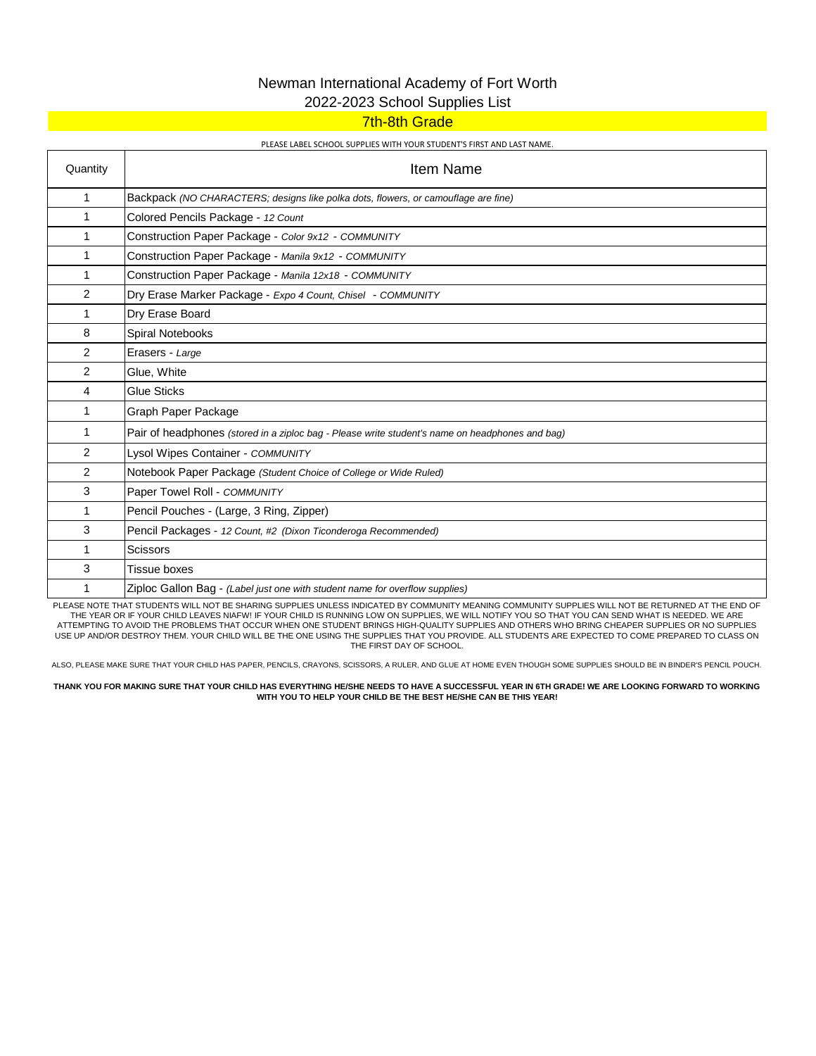# Newman International Academy of Fort Worth

## 2022-2023 School Supplies List

### 7th-8th Grade

PLEASE LABEL SCHOOL SUPPLIES WITH YOUR STUDENT'S FIRST AND LAST NAME.

| Quantity | Item Name |
|---|---|
| 1 | Backpack *(NO CHARACTERS; designs like polka dots, flowers, or camouflage are fine)* |
| 1 | Colored Pencils Package - *12 Count* |
| 1 | Construction Paper Package - *Color 9x12 - COMMUNITY* |
| 1 | Construction Paper Package - *Manila 9x12 - COMMUNITY* |
| 1 | Construction Paper Package - *Manila 12x18 - COMMUNITY* |
| 2 | Dry Erase Marker Package - *Expo 4 Count, Chisel - COMMUNITY* |
| 1 | Dry Erase Board |
| 8 | Spiral Notebooks |
| 2 | Erasers - *Large* |
| 2 | Glue, White |
| 4 | Glue Sticks |
| 1 | Graph Paper Package |
| 1 | Pair of headphones *(stored in a ziploc bag - Please write student's name on headphones and bag)* |
| 2 | Lysol Wipes Container - *COMMUNITY* |
| 2 | Notebook Paper Package *(Student Choice of College or Wide Ruled)* |
| 3 | Paper Towel Roll - *COMMUNITY* |
| 1 | Pencil Pouches - (Large, 3 Ring, Zipper) |
| 3 | Pencil Packages - *12 Count, #2 (Dixon Ticonderoga Recommended)* |
| 1 | Scissors |
| 3 | Tissue boxes |
| 1 | Ziploc Gallon Bag - *(Label just one with student name for overflow supplies)* |

PLEASE NOTE THAT STUDENTS WILL NOT BE SHARING SUPPLIES UNLESS INDICATED BY COMMUNITY MEANING COMMUNITY SUPPLIES WILL NOT BE RETURNED AT THE END OF THE YEAR OR IF YOUR CHILD LEAVES NIAFW! IF YOUR CHILD IS RUNNING LOW ON SUPPLIES, WE WILL NOTIFY YOU SO THAT YOU CAN SEND WHAT IS NEEDED. WE ARE ATTEMPTING TO AVOID THE PROBLEMS THAT OCCUR WHEN ONE STUDENT BRINGS HIGH-QUALITY SUPPLIES AND OTHERS WHO BRING CHEAPER SUPPLIES OR NO SUPPLIES USE UP AND/OR DESTROY THEM. YOUR CHILD WILL BE THE ONE USING THE SUPPLIES THAT YOU PROVIDE. ALL STUDENTS ARE EXPECTED TO COME PREPARED TO CLASS ON THE FIRST DAY OF SCHOOL.

ALSO, PLEASE MAKE SURE THAT YOUR CHILD HAS PAPER, PENCILS, CRAYONS, SCISSORS, A RULER, AND GLUE AT HOME EVEN THOUGH SOME SUPPLIES SHOULD BE IN BINDER'S PENCIL POUCH.

**THANK YOU FOR MAKING SURE THAT YOUR CHILD HAS EVERYTHING HE/SHE NEEDS TO HAVE A SUCCESSFUL YEAR IN 6TH GRADE! WE ARE LOOKING FORWARD TO WORKING WITH YOU TO HELP YOUR CHILD BE THE BEST HE/SHE CAN BE THIS YEAR!**